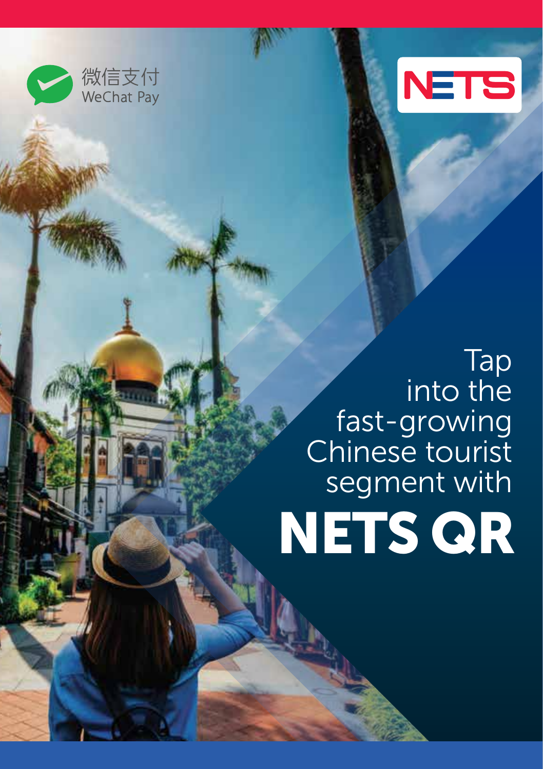微信支付
WeChat Pay

NETS

# Tap into the fast-growing Chinese tourist segment with

# NETS QR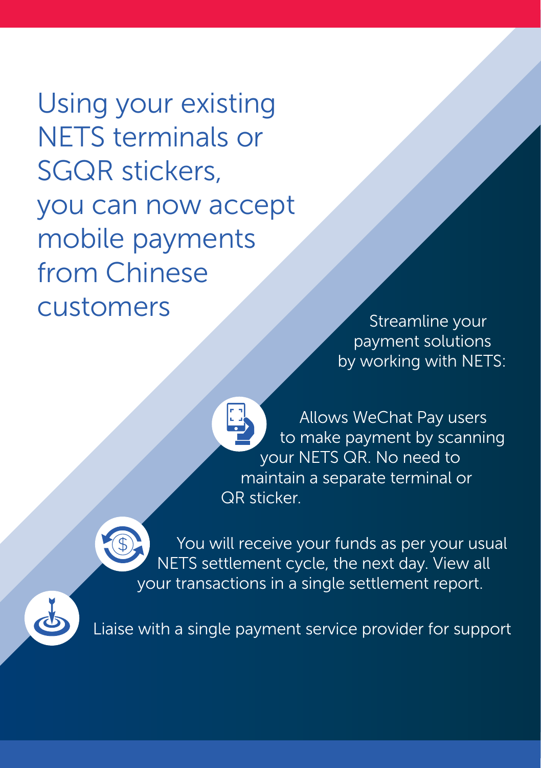# Using your existing NETS terminals or SGQR stickers, you can now accept mobile payments from Chinese customers

Streamline your payment solutions by working with NETS:

- Allows WeChat Pay users to make payment by scanning your NETS QR. No need to maintain a separate terminal or QR sticker.
- You will receive your funds as per your usual NETS settlement cycle, the next day. View all your transactions in a single settlement report.
- Liaise with a single payment service provider for support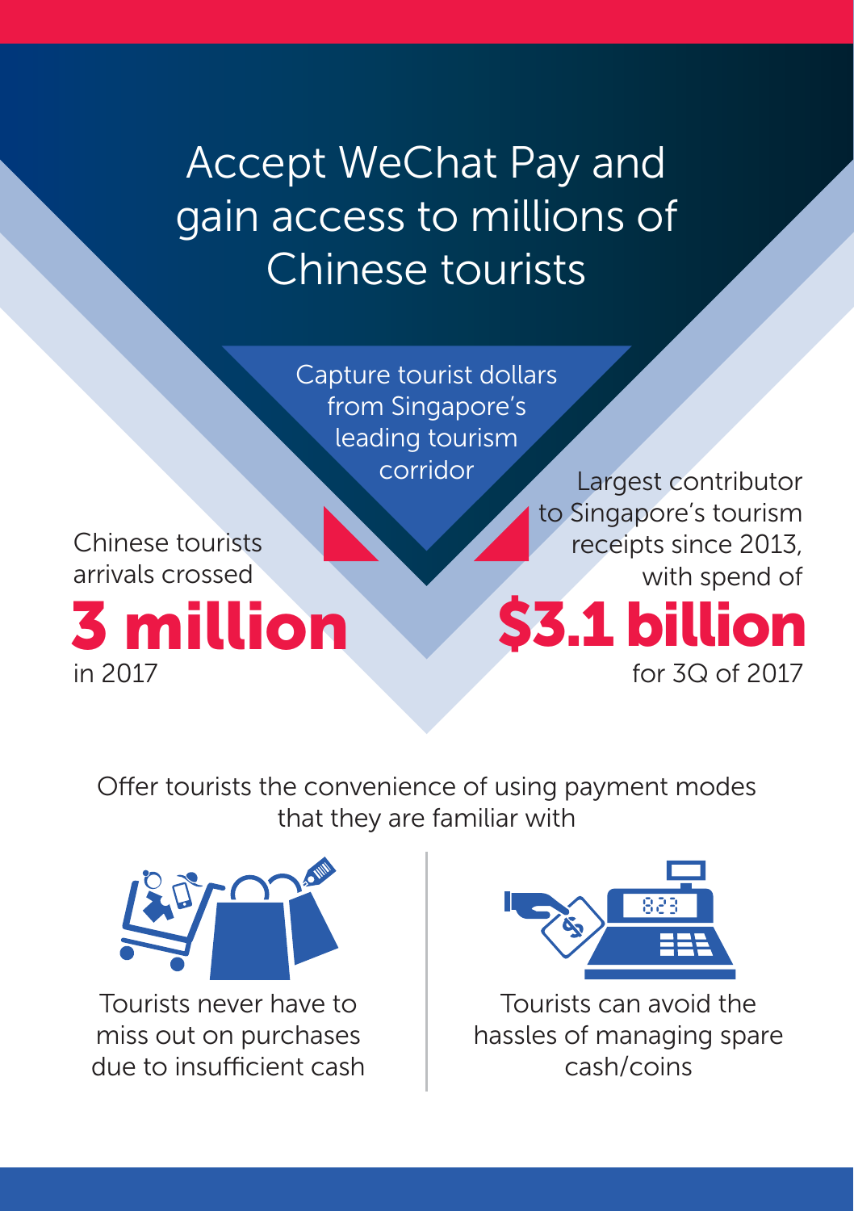# Accept WeChat Pay and gain access to millions of Chinese tourists

Capture tourist dollars from Singapore's leading tourism corridor

Chinese tourists arrivals crossed

**3 million**

in 2017

Largest contributor to Singapore's tourism receipts since 2013, with spend of

**$3.1 billion**

for 3Q of 2017

Offer tourists the convenience of using payment modes that they are familiar with

Tourists never have to miss out on purchases due to insufficient cash

Tourists can avoid the hassles of managing spare cash/coins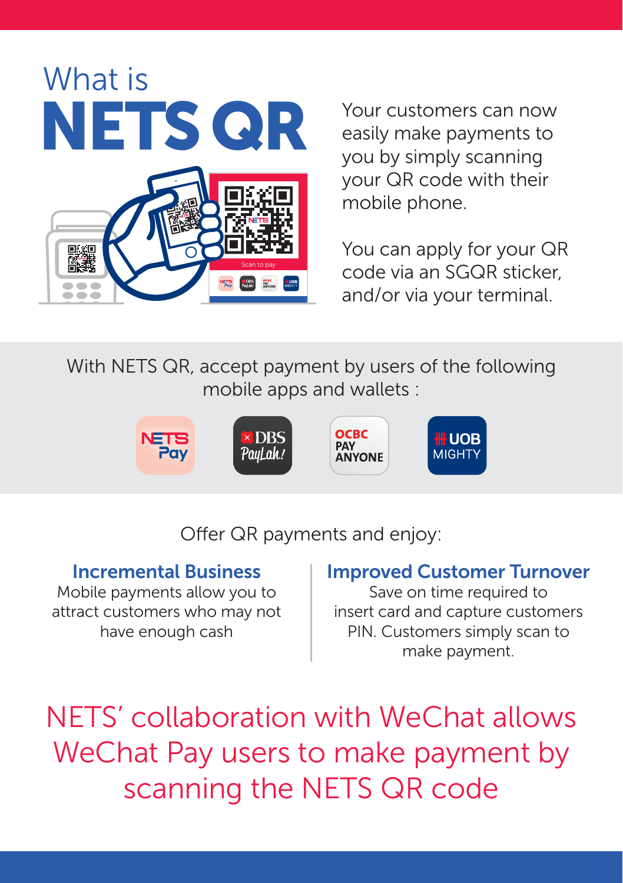# What is NETS QR

Your customers can now easily make payments to you by simply scanning your QR code with their mobile phone.

You can apply for your QR code via an SGQR sticker, and/or via your terminal.

With NETS QR, accept payment by users of the following mobile apps and wallets :

NETS Pay | DBS PayLah! | OCBC PAY ANYONE | UOB MIGHTY

Offer QR payments and enjoy:

### Incremental Business

Mobile payments allow you to attract customers who may not have enough cash

### Improved Customer Turnover

Save on time required to insert card and capture customers PIN. Customers simply scan to make payment.

NETS' collaboration with WeChat allows WeChat Pay users to make payment by scanning the NETS QR code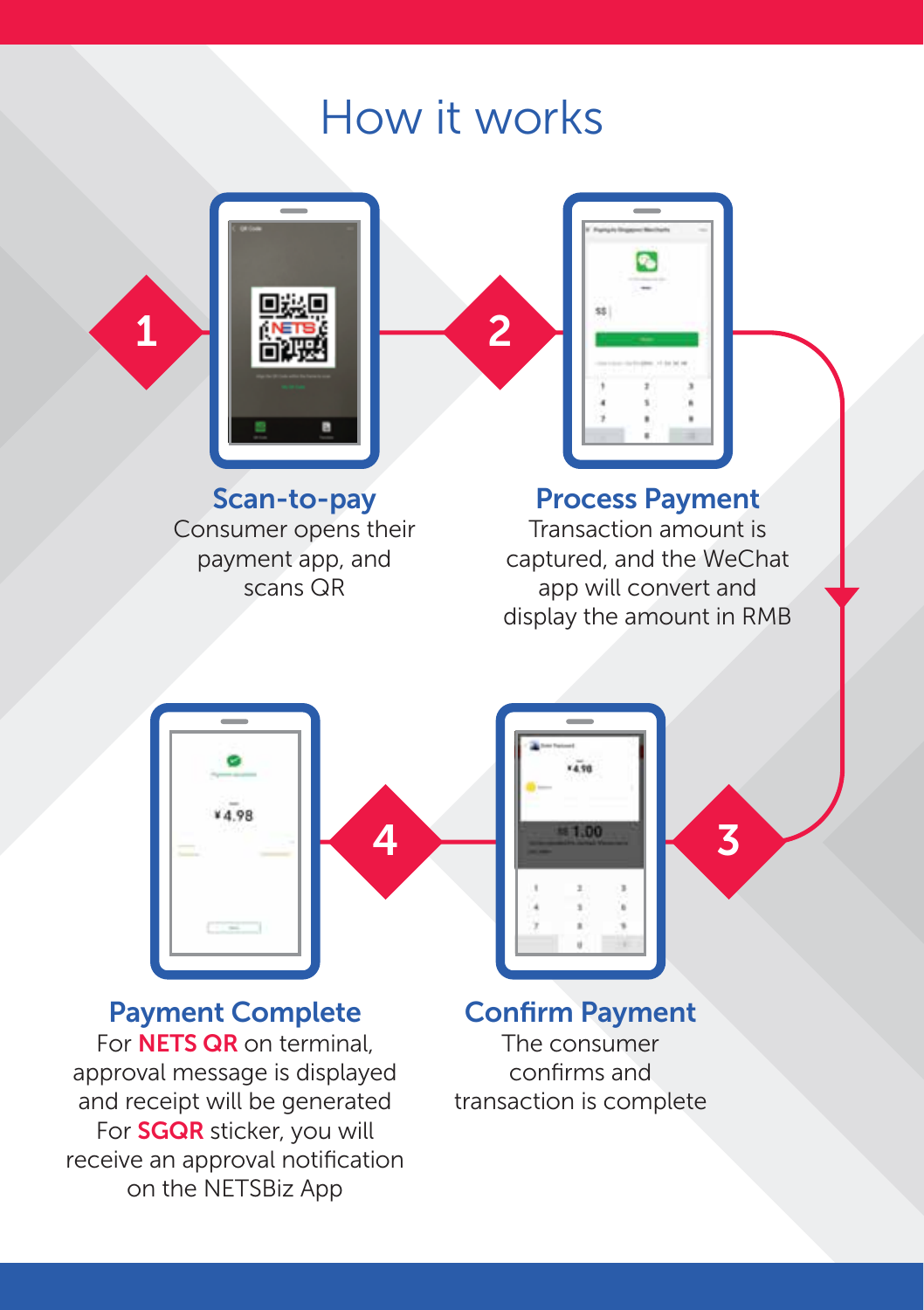# How it works

## 1 Scan-to-pay

Consumer opens their payment app, and scans QR

## 2 Process Payment

Transaction amount is captured, and the WeChat app will convert and display the amount in RMB

## 3 Confirm Payment

The consumer confirms and transaction is complete

## 4 Payment Complete

For **NETS QR** on terminal, approval message is displayed and receipt will be generated
For **SGQR** sticker, you will receive an approval notification on the NETSBiz App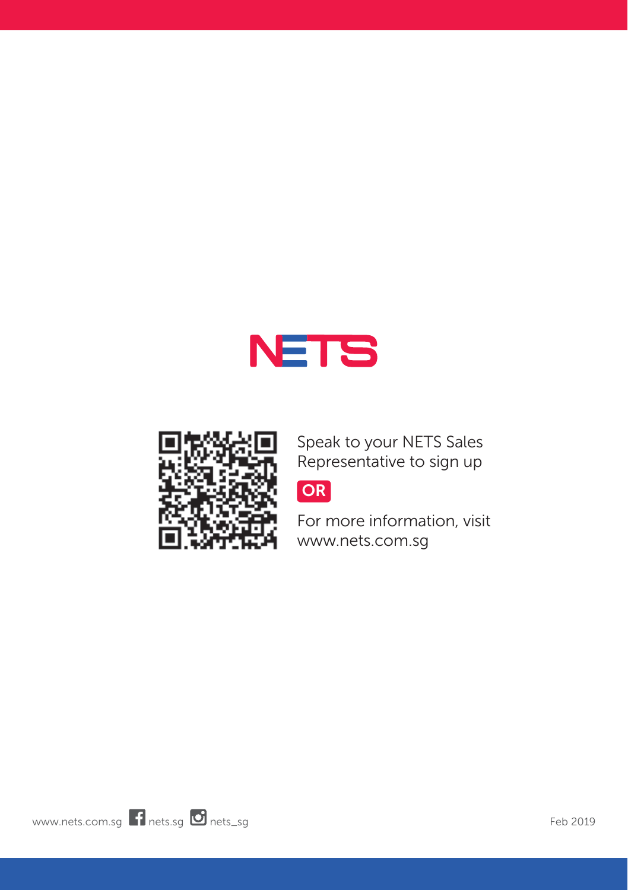NETS

Speak to your NETS Sales Representative to sign up

OR

For more information, visit www.nets.com.sg

www.nets.com.sg nets.sg nets_sg

Feb 2019